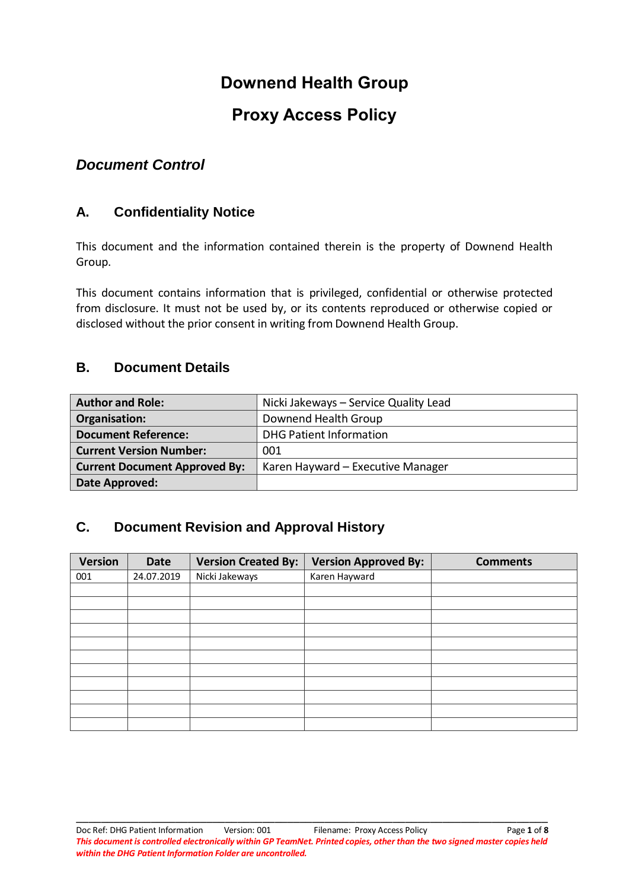# Downend Health Group

# Proxy Access Policy

## *Document Control*

### A. Confidentiality Notice

This document and the information contained therein is the property of Downend Health Group.

This document contains information that is privileged, confidential or otherwise protected from disclosure. It must not be used by, or its contents reproduced or otherwise copied or disclosed without the prior consent in writing from Downend Health Group.

### B. Document Details

| | |
|---|---|
| **Author and Role:** | Nicki Jakeways – Service Quality Lead |
| **Organisation:** | Downend Health Group |
| **Document Reference:** | DHG Patient Information |
| **Current Version Number:** | 001 |
| **Current Document Approved By:** | Karen Hayward – Executive Manager |
| **Date Approved:** | |

### C. Document Revision and Approval History

| Version | Date | Version Created By: | Version Approved By: | Comments |
|---|---|---|---|---|
| 001 | 24.07.2019 | Nicki Jakeways | Karen Hayward | |
| | | | | |
| | | | | |
| | | | | |
| | | | | |
| | | | | |
| | | | | |
| | | | | |
| | | | | |
| | | | | |
| | | | | |
| | | | | |

*This document is controlled electronically within GP TeamNet. Printed copies, other than the two signed master copies held within the DHG Patient Information Folder are uncontrolled.*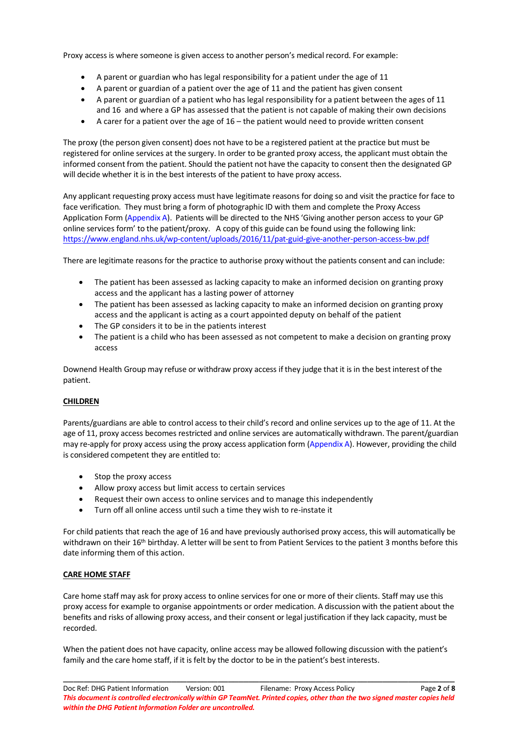Proxy access is where someone is given access to another person's medical record. For example:

- A parent or guardian who has legal responsibility for a patient under the age of 11
- A parent or guardian of a patient over the age of 11 and the patient has given consent
- A parent or guardian of a patient who has legal responsibility for a patient between the ages of 11 and 16 and where a GP has assessed that the patient is not capable of making their own decisions
- A carer for a patient over the age of 16 – the patient would need to provide written consent

The proxy (the person given consent) does not have to be a registered patient at the practice but must be registered for online services at the surgery. In order to be granted proxy access, the applicant must obtain the informed consent from the patient. Should the patient not have the capacity to consent then the designated GP will decide whether it is in the best interests of the patient to have proxy access.

Any applicant requesting proxy access must have legitimate reasons for doing so and visit the practice for face to face verification. They must bring a form of photographic ID with them and complete the Proxy Access Application Form (Appendix A). Patients will be directed to the NHS 'Giving another person access to your GP online services form' to the patient/proxy. A copy of this guide can be found using the following link: https://www.england.nhs.uk/wp-content/uploads/2016/11/pat-guid-give-another-person-access-bw.pdf

There are legitimate reasons for the practice to authorise proxy without the patients consent and can include:

- The patient has been assessed as lacking capacity to make an informed decision on granting proxy access and the applicant has a lasting power of attorney
- The patient has been assessed as lacking capacity to make an informed decision on granting proxy access and the applicant is acting as a court appointed deputy on behalf of the patient
- The GP considers it to be in the patients interest
- The patient is a child who has been assessed as not competent to make a decision on granting proxy access

Downend Health Group may refuse or withdraw proxy access if they judge that it is in the best interest of the patient.

**CHILDREN**

Parents/guardians are able to control access to their child's record and online services up to the age of 11. At the age of 11, proxy access becomes restricted and online services are automatically withdrawn. The parent/guardian may re-apply for proxy access using the proxy access application form (Appendix A). However, providing the child is considered competent they are entitled to:

- Stop the proxy access
- Allow proxy access but limit access to certain services
- Request their own access to online services and to manage this independently
- Turn off all online access until such a time they wish to re-instate it

For child patients that reach the age of 16 and have previously authorised proxy access, this will automatically be withdrawn on their 16th birthday. A letter will be sent to from Patient Services to the patient 3 months before this date informing them of this action.

**CARE HOME STAFF**

Care home staff may ask for proxy access to online services for one or more of their clients. Staff may use this proxy access for example to organise appointments or order medication. A discussion with the patient about the benefits and risks of allowing proxy access, and their consent or legal justification if they lack capacity, must be recorded.

When the patient does not have capacity, online access may be allowed following discussion with the patient's family and the care home staff, if it is felt by the doctor to be in the patient's best interests.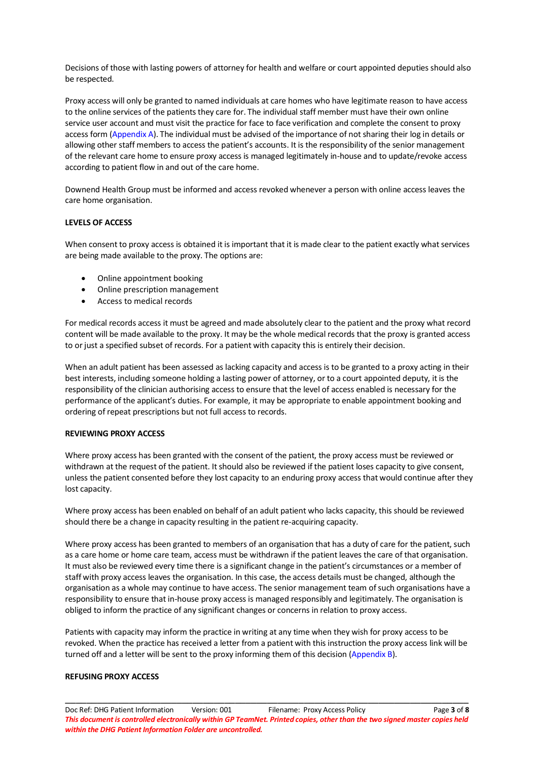Decisions of those with lasting powers of attorney for health and welfare or court appointed deputies should also be respected.

Proxy access will only be granted to named individuals at care homes who have legitimate reason to have access to the online services of the patients they care for. The individual staff member must have their own online service user account and must visit the practice for face to face verification and complete the consent to proxy access form (Appendix A). The individual must be advised of the importance of not sharing their log in details or allowing other staff members to access the patient's accounts. It is the responsibility of the senior management of the relevant care home to ensure proxy access is managed legitimately in-house and to update/revoke access according to patient flow in and out of the care home.

Downend Health Group must be informed and access revoked whenever a person with online access leaves the care home organisation.

**LEVELS OF ACCESS**

When consent to proxy access is obtained it is important that it is made clear to the patient exactly what services are being made available to the proxy. The options are:

- Online appointment booking
- Online prescription management
- Access to medical records

For medical records access it must be agreed and made absolutely clear to the patient and the proxy what record content will be made available to the proxy. It may be the whole medical records that the proxy is granted access to or just a specified subset of records. For a patient with capacity this is entirely their decision.

When an adult patient has been assessed as lacking capacity and access is to be granted to a proxy acting in their best interests, including someone holding a lasting power of attorney, or to a court appointed deputy, it is the responsibility of the clinician authorising access to ensure that the level of access enabled is necessary for the performance of the applicant's duties. For example, it may be appropriate to enable appointment booking and ordering of repeat prescriptions but not full access to records.

**REVIEWING PROXY ACCESS**

Where proxy access has been granted with the consent of the patient, the proxy access must be reviewed or withdrawn at the request of the patient. It should also be reviewed if the patient loses capacity to give consent, unless the patient consented before they lost capacity to an enduring proxy access that would continue after they lost capacity.

Where proxy access has been enabled on behalf of an adult patient who lacks capacity, this should be reviewed should there be a change in capacity resulting in the patient re-acquiring capacity.

Where proxy access has been granted to members of an organisation that has a duty of care for the patient, such as a care home or home care team, access must be withdrawn if the patient leaves the care of that organisation. It must also be reviewed every time there is a significant change in the patient's circumstances or a member of staff with proxy access leaves the organisation. In this case, the access details must be changed, although the organisation as a whole may continue to have access. The senior management team of such organisations have a responsibility to ensure that in-house proxy access is managed responsibly and legitimately. The organisation is obliged to inform the practice of any significant changes or concerns in relation to proxy access.

Patients with capacity may inform the practice in writing at any time when they wish for proxy access to be revoked. When the practice has received a letter from a patient with this instruction the proxy access link will be turned off and a letter will be sent to the proxy informing them of this decision (Appendix B).

**REFUSING PROXY ACCESS**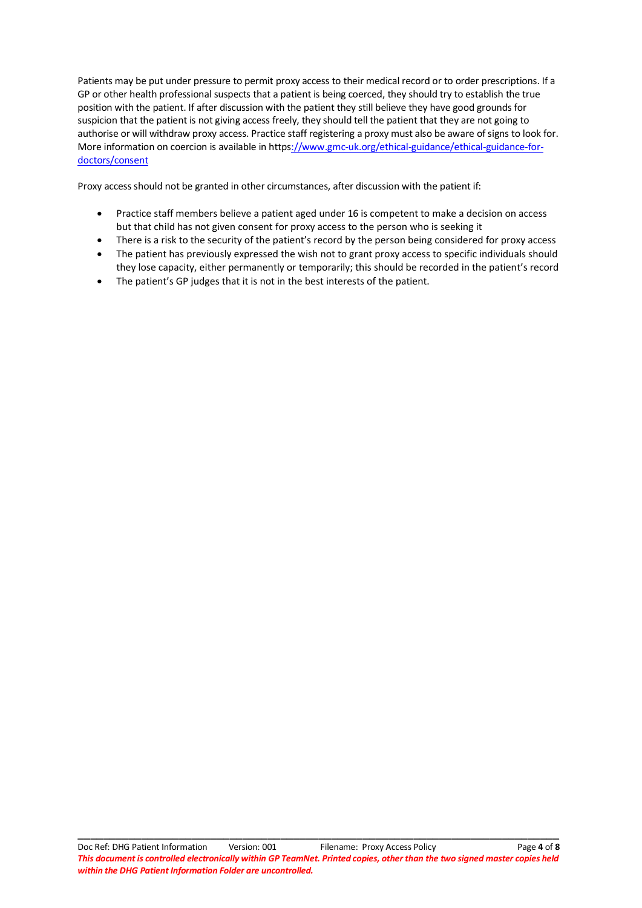Patients may be put under pressure to permit proxy access to their medical record or to order prescriptions. If a GP or other health professional suspects that a patient is being coerced, they should try to establish the true position with the patient. If after discussion with the patient they still believe they have good grounds for suspicion that the patient is not giving access freely, they should tell the patient that they are not going to authorise or will withdraw proxy access. Practice staff registering a proxy must also be aware of signs to look for. More information on coercion is available in https://www.gmc-uk.org/ethical-guidance/ethical-guidance-for-doctors/consent

Proxy access should not be granted in other circumstances, after discussion with the patient if:

- Practice staff members believe a patient aged under 16 is competent to make a decision on access but that child has not given consent for proxy access to the person who is seeking it
- There is a risk to the security of the patient's record by the person being considered for proxy access
- The patient has previously expressed the wish not to grant proxy access to specific individuals should they lose capacity, either permanently or temporarily; this should be recorded in the patient's record
- The patient's GP judges that it is not in the best interests of the patient.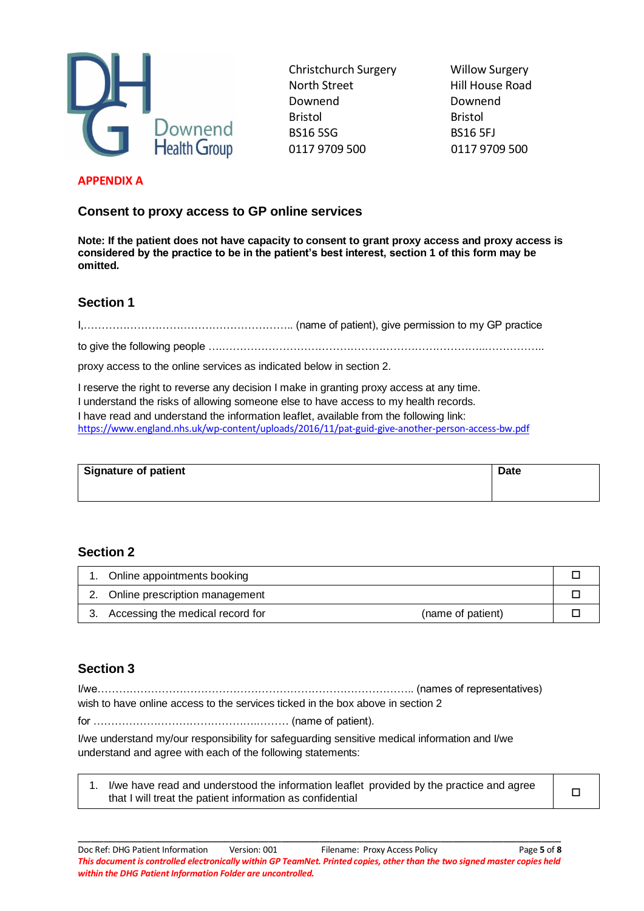Christchurch Surgery
North Street
Downend
Bristol
BS16 5SG
0117 9709 500

Willow Surgery
Hill House Road
Downend
Bristol
BS16 5FJ
0117 9709 500

**APPENDIX A**

## Consent to proxy access to GP online services

**Note: If the patient does not have capacity to consent to grant proxy access and proxy access is considered by the practice to be in the patient's best interest, section 1 of this form may be omitted.**

### Section 1

I,…………………………………………………….. (name of patient), give permission to my GP practice

to give the following people ….……………………………………………………………………..……………..

proxy access to the online services as indicated below in section 2.

I reserve the right to reverse any decision I make in granting proxy access at any time.
I understand the risks of allowing someone else to have access to my health records.
I have read and understand the information leaflet, available from the following link:
https://www.england.nhs.uk/wp-content/uploads/2016/11/pat-guid-give-another-person-access-bw.pdf

| **Signature of patient** | **Date** |
|---|---|
| | |

### Section 2

| | |
|---|---|
| 1. Online appointments booking | ☐ |
| 2. Online prescription management | ☐ |
| 3. Accessing the medical record for (name of patient) | ☐ |

### Section 3

I/we…………………………………………………………………………………….. (names of representatives)
wish to have online access to the services ticked in the box above in section 2

for ……………………………………………….……… (name of patient).

I/we understand my/our responsibility for safeguarding sensitive medical information and I/we understand and agree with each of the following statements:

| | |
|---|---|
| 1. I/we have read and understood the information leaflet provided by the practice and agree that I will treat the patient information as confidential | ☐ |

Doc Ref: DHG Patient Information Version: 001 Filename: Proxy Access Policy

*This document is controlled electronically within GP TeamNet. Printed copies, other than the two signed master copies held within the DHG Patient Information Folder are uncontrolled.*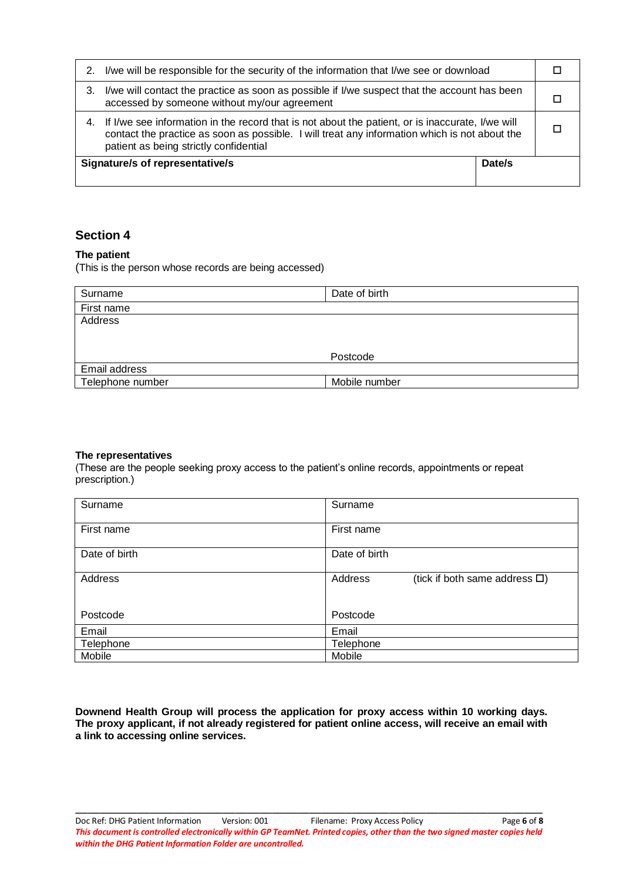| | | |
|---|---|---|
| 2. | I/we will be responsible for the security of the information that I/we see or download | ☐ |
| 3. | I/we will contact the practice as soon as possible if I/we suspect that the account has been accessed by someone without my/our agreement | ☐ |
| 4. | If I/we see information in the record that is not about the patient, or is inaccurate, I/we will contact the practice as soon as possible. I will treat any information which is not about the patient as being strictly confidential | ☐ |
| **Signature/s of representative/s** | | **Date/s** |

## Section 4

**The patient**

(This is the person whose records are being accessed)

| | |
|---|---|
| Surname | Date of birth |
| First name | |
| Address<br><br>Postcode | |
| Email address | |
| Telephone number | Mobile number |

**The representatives**

(These are the people seeking proxy access to the patient's online records, appointments or repeat prescription.)

| | |
|---|---|
| Surname | Surname |
| First name | First name |
| Date of birth | Date of birth |
| Address<br><br>Postcode | Address (tick if both same address ☐)<br><br>Postcode |
| Email | Email |
| Telephone | Telephone |
| Mobile | Mobile |

**Downend Health Group will process the application for proxy access within 10 working days. The proxy applicant, if not already registered for patient online access, will receive an email with a link to accessing online services.**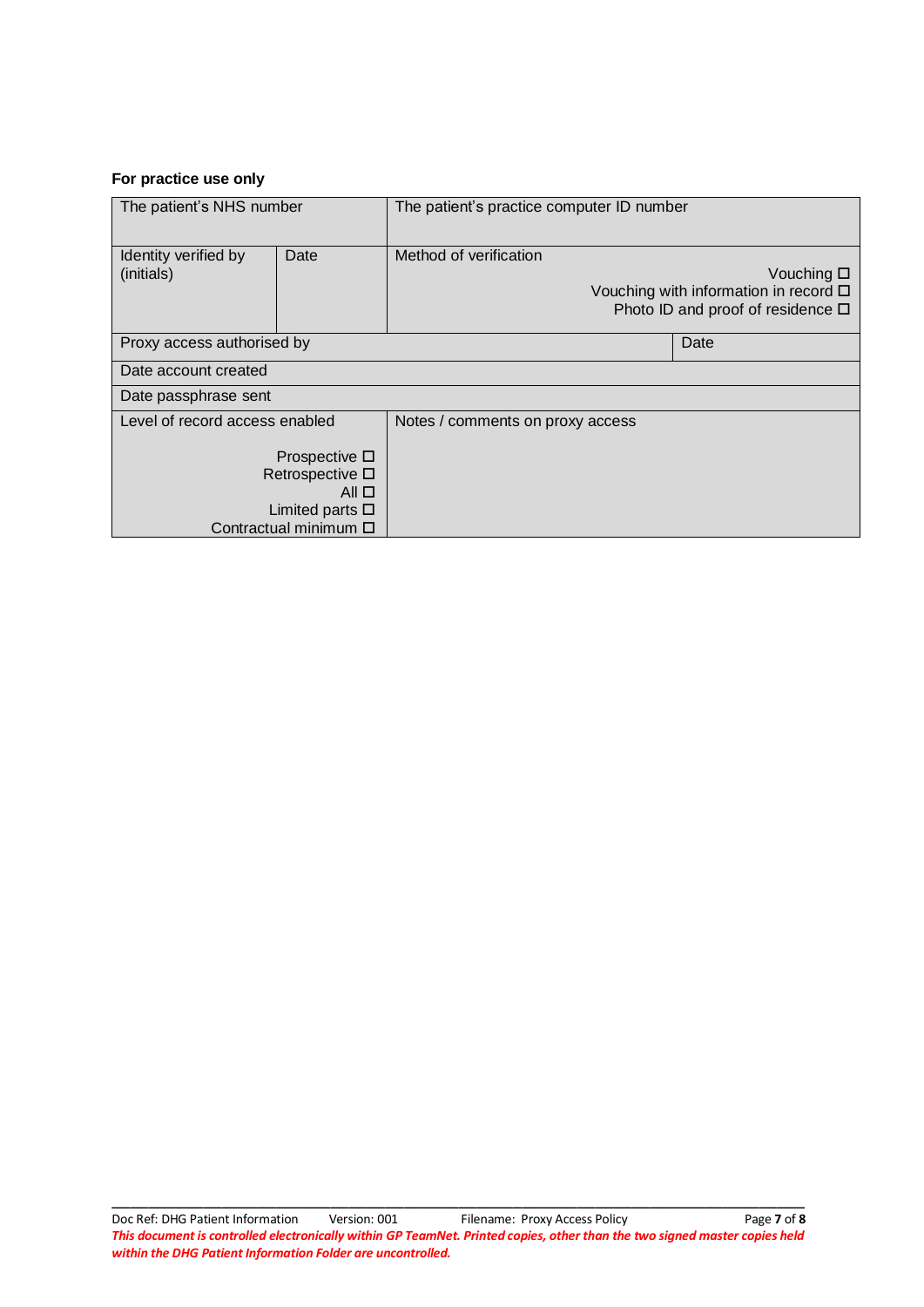**For practice use only**

| The patient's NHS number | | The patient's practice computer ID number | |
|---|---|---|---|
| Identity verified by (initials) | Date | Method of verification<br>Vouching ☐<br>Vouching with information in record ☐<br>Photo ID and proof of residence ☐ | |
| Proxy access authorised by | | | Date |
| Date account created | | | |
| Date passphrase sent | | | |
| Level of record access enabled<br>Prospective ☐<br>Retrospective ☐<br>All ☐<br>Limited parts ☐<br>Contractual minimum ☐ | | Notes / comments on proxy access | |

Doc Ref: DHG Patient Information Version: 001 Filename: Proxy Access Policy

***This document is controlled electronically within GP TeamNet. Printed copies, other than the two signed master copies held within the DHG Patient Information Folder are uncontrolled.***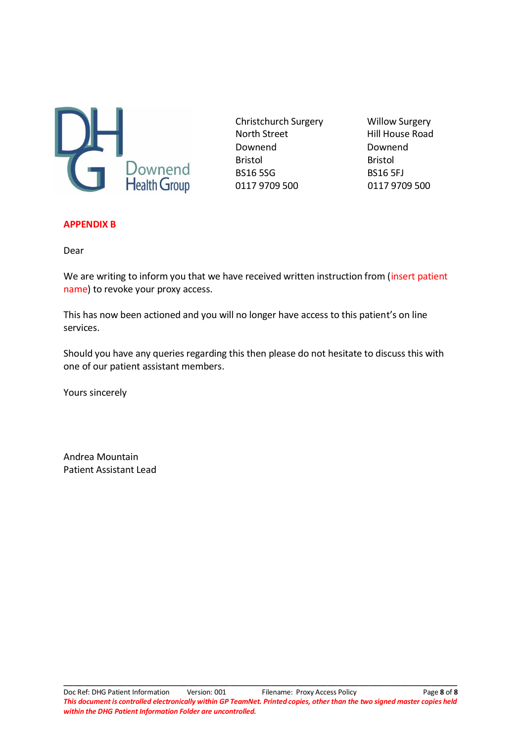Christchurch Surgery
North Street
Downend
Bristol
BS16 5SG
0117 9709 500

Willow Surgery
Hill House Road
Downend
Bristol
BS16 5FJ
0117 9709 500

**APPENDIX B**

Dear

We are writing to inform you that we have received written instruction from (insert patient name) to revoke your proxy access.

This has now been actioned and you will no longer have access to this patient's on line services.

Should you have any queries regarding this then please do not hesitate to discuss this with one of our patient assistant members.

Yours sincerely

Andrea Mountain
Patient Assistant Lead